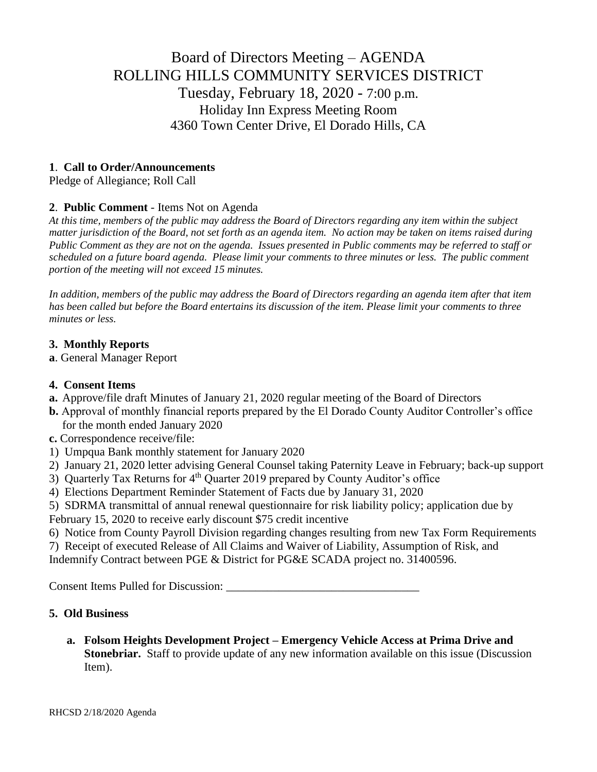# Board of Directors Meeting – AGENDA
# ROLLING HILLS COMMUNITY SERVICES DISTRICT

Tuesday, February 18, 2020 - 7:00 p.m.
Holiday Inn Express Meeting Room
4360 Town Center Drive, El Dorado Hills, CA

**1. Call to Order/Announcements**

Pledge of Allegiance; Roll Call

**2. Public Comment** - Items Not on Agenda

*At this time, members of the public may address the Board of Directors regarding any item within the subject matter jurisdiction of the Board, not set forth as an agenda item. No action may be taken on items raised during Public Comment as they are not on the agenda. Issues presented in Public comments may be referred to staff or scheduled on a future board agenda. Please limit your comments to three minutes or less. The public comment portion of the meeting will not exceed 15 minutes.*

*In addition, members of the public may address the Board of Directors regarding an agenda item after that item has been called but before the Board entertains its discussion of the item. Please limit your comments to three minutes or less.*

**3. Monthly Reports**

**a**. General Manager Report

**4. Consent Items**

**a.** Approve/file draft Minutes of January 21, 2020 regular meeting of the Board of Directors

**b.** Approval of monthly financial reports prepared by the El Dorado County Auditor Controller's office for the month ended January 2020

**c.** Correspondence receive/file:

1) Umpqua Bank monthly statement for January 2020
2) January 21, 2020 letter advising General Counsel taking Paternity Leave in February; back-up support
3) Quarterly Tax Returns for 4th Quarter 2019 prepared by County Auditor's office
4) Elections Department Reminder Statement of Facts due by January 31, 2020
5) SDRMA transmittal of annual renewal questionnaire for risk liability policy; application due by February 15, 2020 to receive early discount $75 credit incentive
6) Notice from County Payroll Division regarding changes resulting from new Tax Form Requirements
7) Receipt of executed Release of All Claims and Waiver of Liability, Assumption of Risk, and Indemnify Contract between PGE & District for PG&E SCADA project no. 31400596.

Consent Items Pulled for Discussion: ________________________________

**5. Old Business**

**a. Folsom Heights Development Project – Emergency Vehicle Access at Prima Drive and Stonebriar.** Staff to provide update of any new information available on this issue (Discussion Item).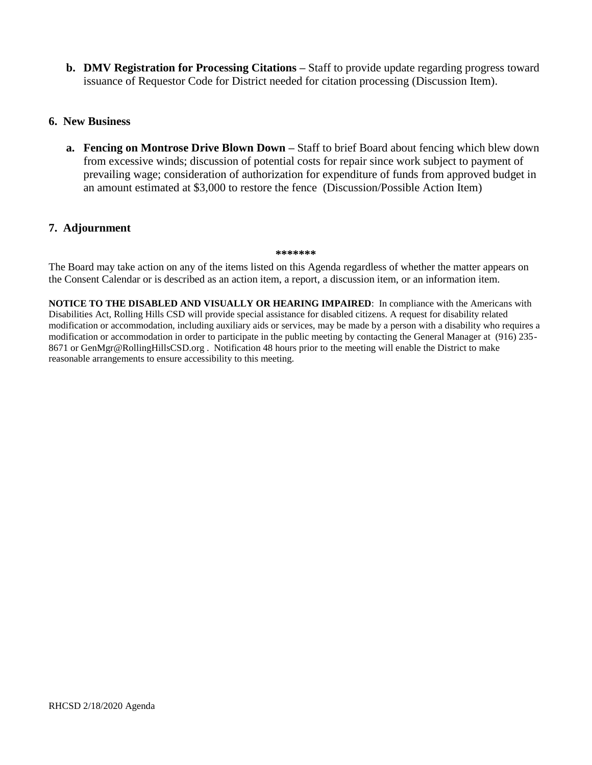**b. DMV Registration for Processing Citations –** Staff to provide update regarding progress toward issuance of Requestor Code for District needed for citation processing (Discussion Item).

**6. New Business**

**a. Fencing on Montrose Drive Blown Down –** Staff to brief Board about fencing which blew down from excessive winds; discussion of potential costs for repair since work subject to payment of prevailing wage; consideration of authorization for expenditure of funds from approved budget in an amount estimated at $3,000 to restore the fence (Discussion/Possible Action Item)

**7. Adjournment**

**\*\*\*\*\*\*\***

The Board may take action on any of the items listed on this Agenda regardless of whether the matter appears on the Consent Calendar or is described as an action item, a report, a discussion item, or an information item.

**NOTICE TO THE DISABLED AND VISUALLY OR HEARING IMPAIRED**: In compliance with the Americans with Disabilities Act, Rolling Hills CSD will provide special assistance for disabled citizens. A request for disability related modification or accommodation, including auxiliary aids or services, may be made by a person with a disability who requires a modification or accommodation in order to participate in the public meeting by contacting the General Manager at (916) 235-8671 or GenMgr@RollingHillsCSD.org . Notification 48 hours prior to the meeting will enable the District to make reasonable arrangements to ensure accessibility to this meeting.